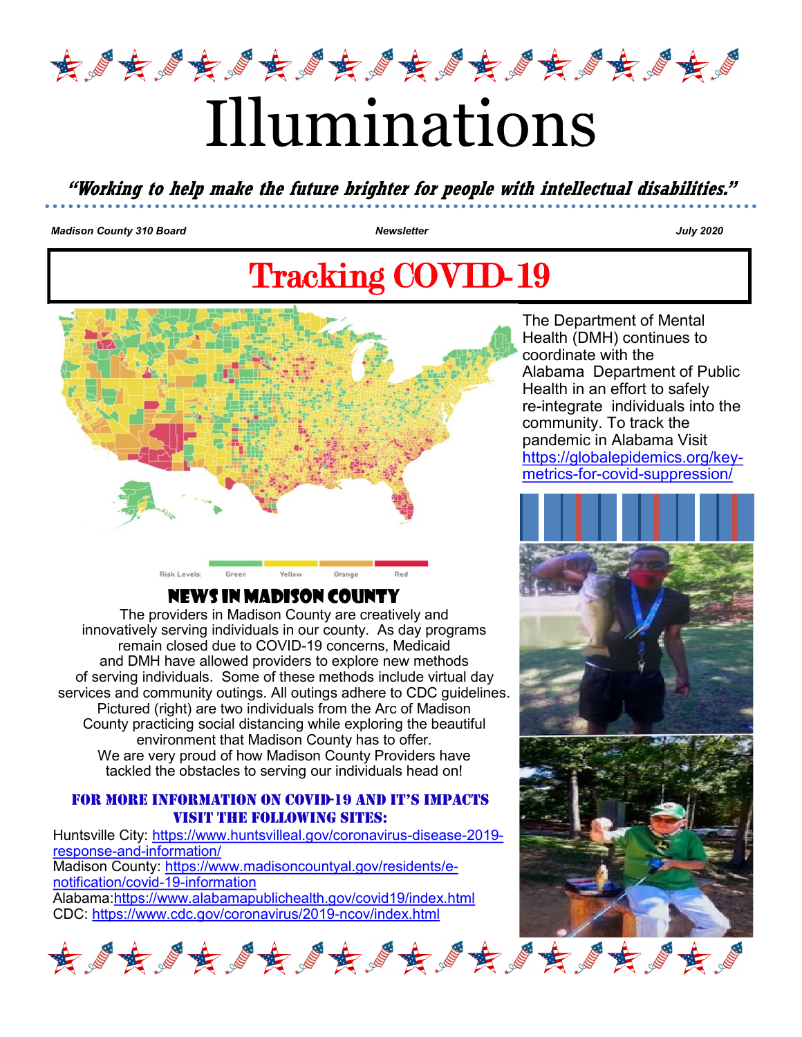# Illuminations

***"Working to help make the future brighter for people with intellectual disabilities."***

*Madison County 310 Board* *Newsletter* *July 2020*

## Tracking COVID-19

Risk Levels: Green Yellow Orange Red

The Department of Mental Health (DMH) continues to coordinate with the Alabama Department of Public Health in an effort to safely re-integrate individuals into the community. To track the pandemic in Alabama Visit https://globalepidemics.org/key-metrics-for-covid-suppression/

### News in Madison County

The providers in Madison County are creatively and innovatively serving individuals in our county. As day programs remain closed due to COVID-19 concerns, Medicaid and DMH have allowed providers to explore new methods of serving individuals. Some of these methods include virtual day services and community outings. All outings adhere to CDC guidelines. Pictured (right) are two individuals from the Arc of Madison County practicing social distancing while exploring the beautiful environment that Madison County has to offer.
We are very proud of how Madison County Providers have tackled the obstacles to serving our individuals head on!

### For more information on COVID-19 and it's impacts visit the following sites:

Huntsville City: https://www.huntsvilleal.gov/coronavirus-disease-2019-response-and-information/
Madison County: https://www.madisoncountyal.gov/residents/e-notification/covid-19-information
Alabama:https://www.alabamapublichealth.gov/covid19/index.html
CDC: https://www.cdc.gov/coronavirus/2019-ncov/index.html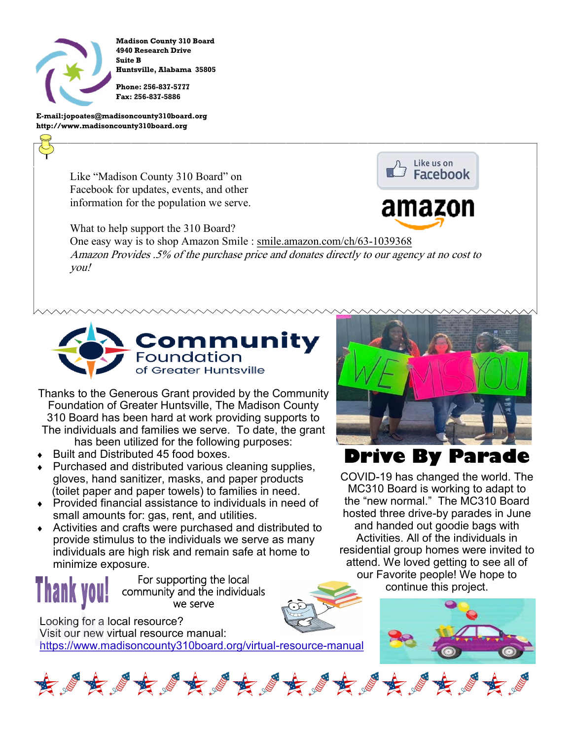**Madison County 310 Board**
**4940 Research Drive**
**Suite B**
**Huntsville, Alabama 35805**

**Phone: 256-837-5777**
**Fax: 256-837-5886**

**E-mail:jopoates@madisoncounty310board.org**
**http://www.madisoncounty310board.org**

Like "Madison County 310 Board" on Facebook for updates, events, and other information for the population we serve.

Like us on Facebook

amazon

What to help support the 310 Board?
One easy way is to shop Amazon Smile : smile.amazon.com/ch/63-1039368
*Amazon Provides .5% of the purchase price and donates directly to our agency at no cost to you!*

## Community Foundation of Greater Huntsville

Thanks to the Generous Grant provided by the Community Foundation of Greater Huntsville, The Madison County 310 Board has been hard at work providing supports to The individuals and families we serve. To date, the grant has been utilized for the following purposes:

- Built and Distributed 45 food boxes.
- Purchased and distributed various cleaning supplies, gloves, hand sanitizer, masks, and paper products (toilet paper and paper towels) to families in need.
- Provided financial assistance to individuals in need of small amounts for: gas, rent, and utilities.
- Activities and crafts were purchased and distributed to provide stimulus to the individuals we serve as many individuals are high risk and remain safe at home to minimize exposure.

**Thank you!** For supporting the local community and the individuals we serve

Looking for a local resource?
Visit our new virtual resource manual:
https://www.madisoncounty310board.org/virtual-resource-manual

WE MISS YOU

# Drive By Parade

COVID-19 has changed the world. The MC310 Board is working to adapt to the "new normal." The MC310 Board hosted three drive-by parades in June and handed out goodie bags with Activities. All of the individuals in residential group homes were invited to attend. We loved getting to see all of our Favorite people! We hope to continue this project.